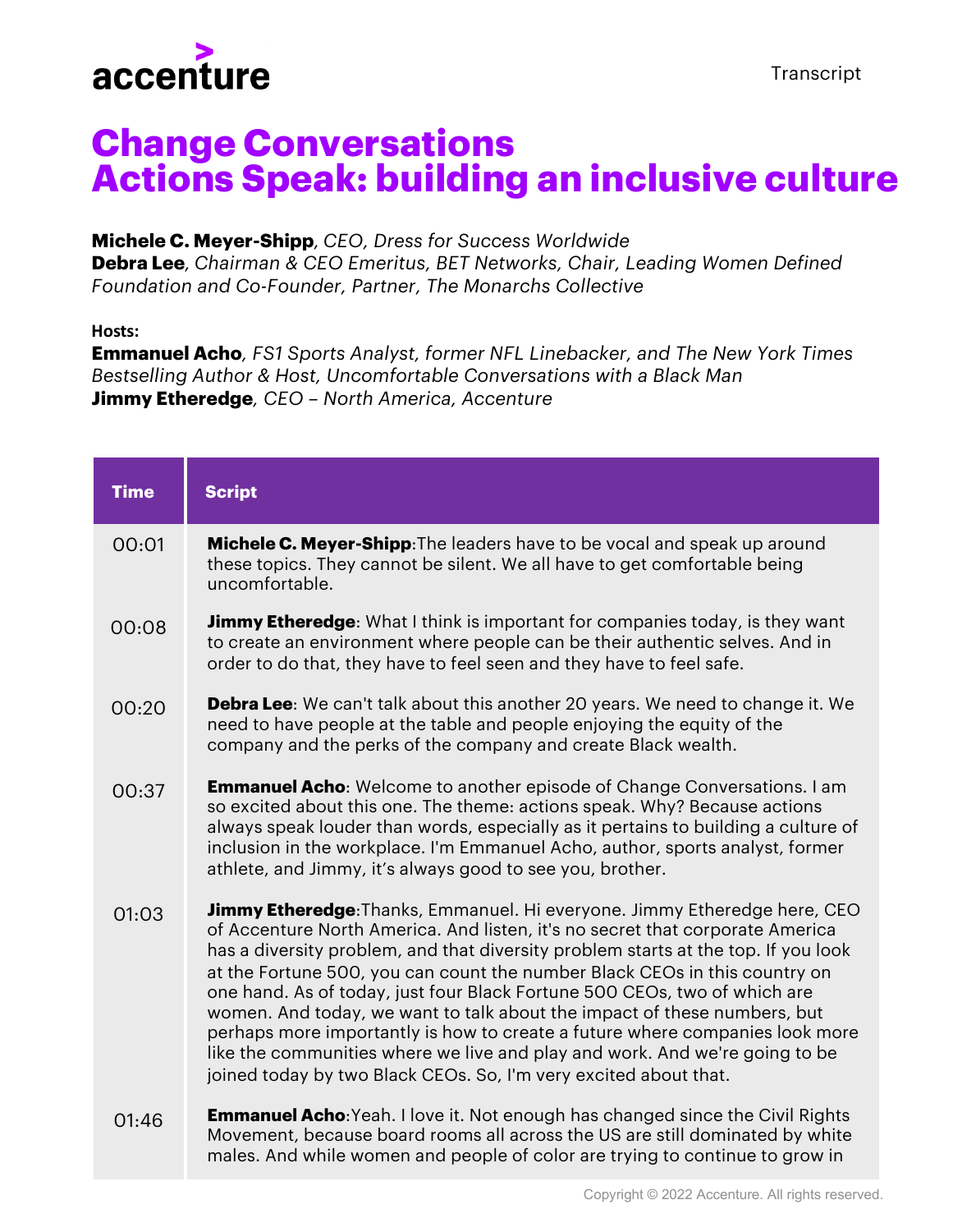accenture

Transcript

# Change Conversations
# Actions Speak: building an inclusive culture

**Michele C. Meyer-Shipp**, *CEO, Dress for Success Worldwide*
**Debra Lee**, *Chairman & CEO Emeritus, BET Networks, Chair, Leading Women Defined Foundation and Co-Founder, Partner, The Monarchs Collective*

**Hosts:**
**Emmanuel Acho**, *FS1 Sports Analyst, former NFL Linebacker, and The New York Times Bestselling Author & Host, Uncomfortable Conversations with a Black Man*
**Jimmy Etheredge**, *CEO – North America, Accenture*

| Time | Script |
|---|---|
| 00:01 | **Michele C. Meyer-Shipp**:The leaders have to be vocal and speak up around these topics. They cannot be silent. We all have to get comfortable being uncomfortable. |
| 00:08 | **Jimmy Etheredge**: What I think is important for companies today, is they want to create an environment where people can be their authentic selves. And in order to do that, they have to feel seen and they have to feel safe. |
| 00:20 | **Debra Lee**: We can't talk about this another 20 years. We need to change it. We need to have people at the table and people enjoying the equity of the company and the perks of the company and create Black wealth. |
| 00:37 | **Emmanuel Acho**: Welcome to another episode of Change Conversations. I am so excited about this one. The theme: actions speak. Why? Because actions always speak louder than words, especially as it pertains to building a culture of inclusion in the workplace. I'm Emmanuel Acho, author, sports analyst, former athlete, and Jimmy, it's always good to see you, brother. |
| 01:03 | **Jimmy Etheredge**:Thanks, Emmanuel. Hi everyone. Jimmy Etheredge here, CEO of Accenture North America. And listen, it's no secret that corporate America has a diversity problem, and that diversity problem starts at the top. If you look at the Fortune 500, you can count the number Black CEOs in this country on one hand. As of today, just four Black Fortune 500 CEOs, two of which are women. And today, we want to talk about the impact of these numbers, but perhaps more importantly is how to create a future where companies look more like the communities where we live and play and work. And we're going to be joined today by two Black CEOs. So, I'm very excited about that. |
| 01:46 | **Emmanuel Acho**:Yeah. I love it. Not enough has changed since the Civil Rights Movement, because board rooms all across the US are still dominated by white males. And while women and people of color are trying to continue to grow in |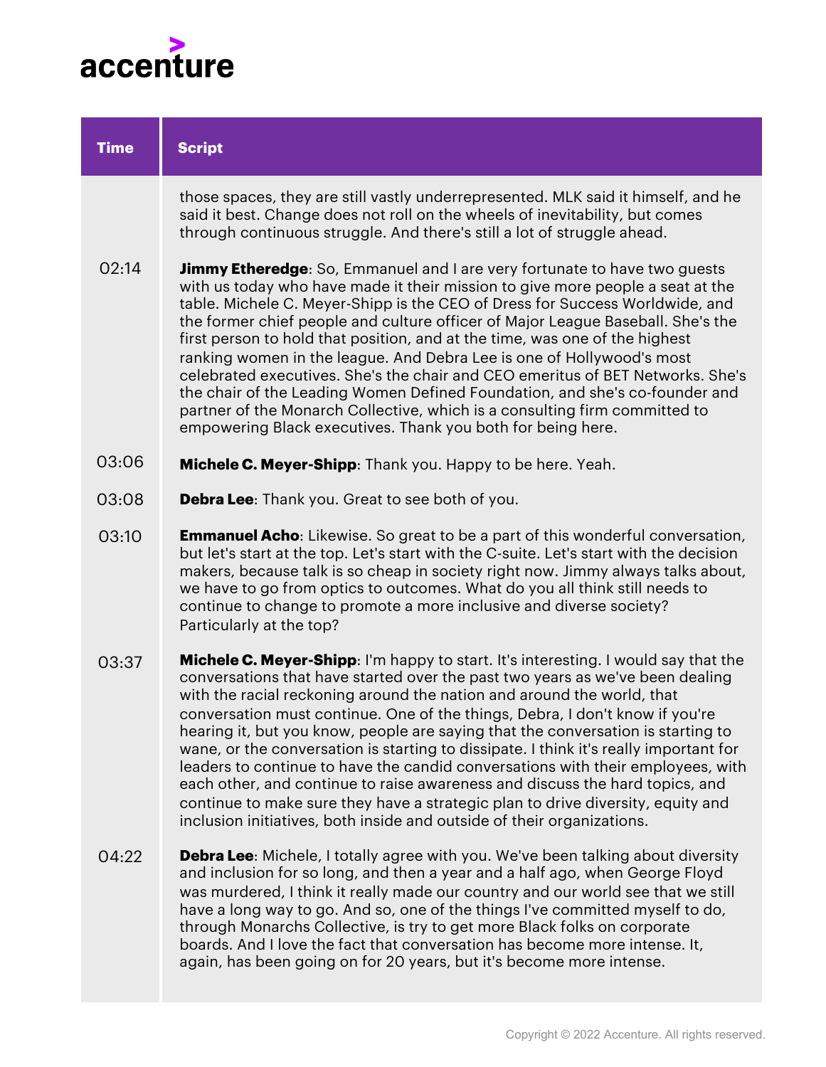| Time | Script |
| --- | --- |
| | those spaces, they are still vastly underrepresented. MLK said it himself, and he said it best. Change does not roll on the wheels of inevitability, but comes through continuous struggle. And there's still a lot of struggle ahead. |
| 02:14 | **Jimmy Etheredge**: So, Emmanuel and I are very fortunate to have two guests with us today who have made it their mission to give more people a seat at the table. Michele C. Meyer-Shipp is the CEO of Dress for Success Worldwide, and the former chief people and culture officer of Major League Baseball. She's the first person to hold that position, and at the time, was one of the highest ranking women in the league. And Debra Lee is one of Hollywood's most celebrated executives. She's the chair and CEO emeritus of BET Networks. She's the chair of the Leading Women Defined Foundation, and she's co-founder and partner of the Monarch Collective, which is a consulting firm committed to empowering Black executives. Thank you both for being here. |
| 03:06 | **Michele C. Meyer-Shipp**: Thank you. Happy to be here. Yeah. |
| 03:08 | **Debra Lee**: Thank you. Great to see both of you. |
| 03:10 | **Emmanuel Acho**: Likewise. So great to be a part of this wonderful conversation, but let's start at the top. Let's start with the C-suite. Let's start with the decision makers, because talk is so cheap in society right now. Jimmy always talks about, we have to go from optics to outcomes. What do you all think still needs to continue to change to promote a more inclusive and diverse society? Particularly at the top? |
| 03:37 | **Michele C. Meyer-Shipp**: I'm happy to start. It's interesting. I would say that the conversations that have started over the past two years as we've been dealing with the racial reckoning around the nation and around the world, that conversation must continue. One of the things, Debra, I don't know if you're hearing it, but you know, people are saying that the conversation is starting to wane, or the conversation is starting to dissipate. I think it's really important for leaders to continue to have the candid conversations with their employees, with each other, and continue to raise awareness and discuss the hard topics, and continue to make sure they have a strategic plan to drive diversity, equity and inclusion initiatives, both inside and outside of their organizations. |
| 04:22 | **Debra Lee**: Michele, I totally agree with you. We've been talking about diversity and inclusion for so long, and then a year and a half ago, when George Floyd was murdered, I think it really made our country and our world see that we still have a long way to go. And so, one of the things I've committed myself to do, through Monarchs Collective, is try to get more Black folks on corporate boards. And I love the fact that conversation has become more intense. It, again, has been going on for 20 years, but it's become more intense. |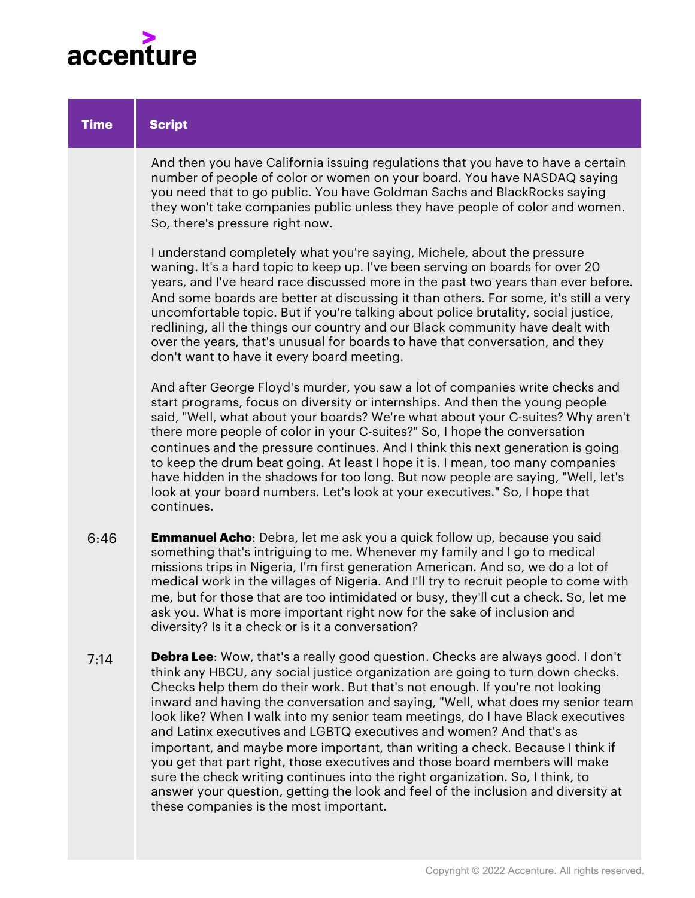| Time | Script |
|---|---|
| | And then you have California issuing regulations that you have to have a certain number of people of color or women on your board. You have NASDAQ saying you need that to go public. You have Goldman Sachs and BlackRocks saying they won't take companies public unless they have people of color and women. So, there's pressure right now.<br><br>I understand completely what you're saying, Michele, about the pressure waning. It's a hard topic to keep up. I've been serving on boards for over 20 years, and I've heard race discussed more in the past two years than ever before. And some boards are better at discussing it than others. For some, it's still a very uncomfortable topic. But if you're talking about police brutality, social justice, redlining, all the things our country and our Black community have dealt with over the years, that's unusual for boards to have that conversation, and they don't want to have it every board meeting.<br><br>And after George Floyd's murder, you saw a lot of companies write checks and start programs, focus on diversity or internships. And then the young people said, "Well, what about your boards? We're what about your C-suites? Why aren't there more people of color in your C-suites?" So, I hope the conversation continues and the pressure continues. And I think this next generation is going to keep the drum beat going. At least I hope it is. I mean, too many companies have hidden in the shadows for too long. But now people are saying, "Well, let's look at your board numbers. Let's look at your executives." So, I hope that continues. |
| 6:46 | **Emmanuel Acho**: Debra, let me ask you a quick follow up, because you said something that's intriguing to me. Whenever my family and I go to medical missions trips in Nigeria, I'm first generation American. And so, we do a lot of medical work in the villages of Nigeria. And I'll try to recruit people to come with me, but for those that are too intimidated or busy, they'll cut a check. So, let me ask you. What is more important right now for the sake of inclusion and diversity? Is it a check or is it a conversation? |
| 7:14 | **Debra Lee**: Wow, that's a really good question. Checks are always good. I don't think any HBCU, any social justice organization are going to turn down checks. Checks help them do their work. But that's not enough. If you're not looking inward and having the conversation and saying, "Well, what does my senior team look like? When I walk into my senior team meetings, do I have Black executives and Latinx executives and LGBTQ executives and women? And that's as important, and maybe more important, than writing a check. Because I think if you get that part right, those executives and those board members will make sure the check writing continues into the right organization. So, I think, to answer your question, getting the look and feel of the inclusion and diversity at these companies is the most important. |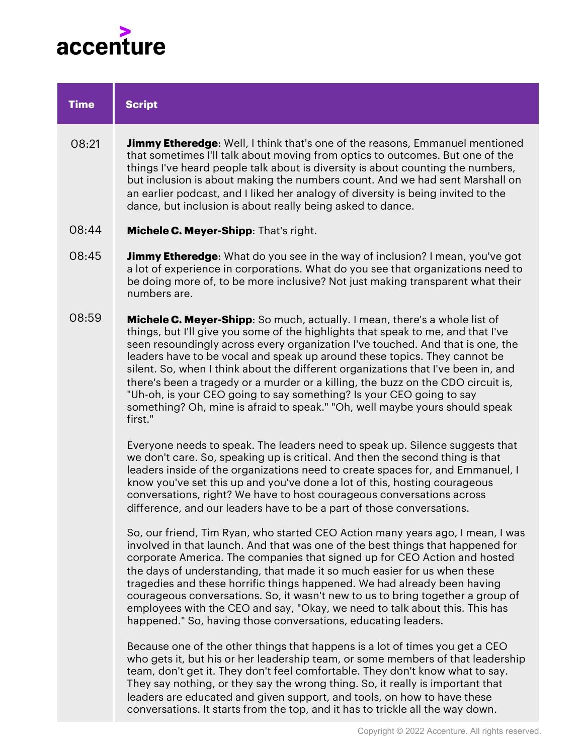| Time | Script |
| --- | --- |
| 08:21 | **Jimmy Etheredge**: Well, I think that's one of the reasons, Emmanuel mentioned that sometimes I'll talk about moving from optics to outcomes. But one of the things I've heard people talk about is diversity is about counting the numbers, but inclusion is about making the numbers count. And we had sent Marshall on an earlier podcast, and I liked her analogy of diversity is being invited to the dance, but inclusion is about really being asked to dance. |
| 08:44 | **Michele C. Meyer-Shipp**: That's right. |
| 08:45 | **Jimmy Etheredge**: What do you see in the way of inclusion? I mean, you've got a lot of experience in corporations. What do you see that organizations need to be doing more of, to be more inclusive? Not just making transparent what their numbers are. |
| 08:59 | **Michele C. Meyer-Shipp**: So much, actually. I mean, there's a whole list of things, but I'll give you some of the highlights that speak to me, and that I've seen resoundingly across every organization I've touched. And that is one, the leaders have to be vocal and speak up around these topics. They cannot be silent. So, when I think about the different organizations that I've been in, and there's been a tragedy or a murder or a killing, the buzz on the CDO circuit is, "Uh-oh, is your CEO going to say something? Is your CEO going to say something? Oh, mine is afraid to speak." "Oh, well maybe yours should speak first."<br><br>Everyone needs to speak. The leaders need to speak up. Silence suggests that we don't care. So, speaking up is critical. And then the second thing is that leaders inside of the organizations need to create spaces for, and Emmanuel, I know you've set this up and you've done a lot of this, hosting courageous conversations, right? We have to host courageous conversations across difference, and our leaders have to be a part of those conversations.<br><br>So, our friend, Tim Ryan, who started CEO Action many years ago, I mean, I was involved in that launch. And that was one of the best things that happened for corporate America. The companies that signed up for CEO Action and hosted the days of understanding, that made it so much easier for us when these tragedies and these horrific things happened. We had already been having courageous conversations. So, it wasn't new to us to bring together a group of employees with the CEO and say, "Okay, we need to talk about this. This has happened." So, having those conversations, educating leaders.<br><br>Because one of the other things that happens is a lot of times you get a CEO who gets it, but his or her leadership team, or some members of that leadership team, don't get it. They don't feel comfortable. They don't know what to say. They say nothing, or they say the wrong thing. So, it really is important that leaders are educated and given support, and tools, on how to have these conversations. It starts from the top, and it has to trickle all the way down. |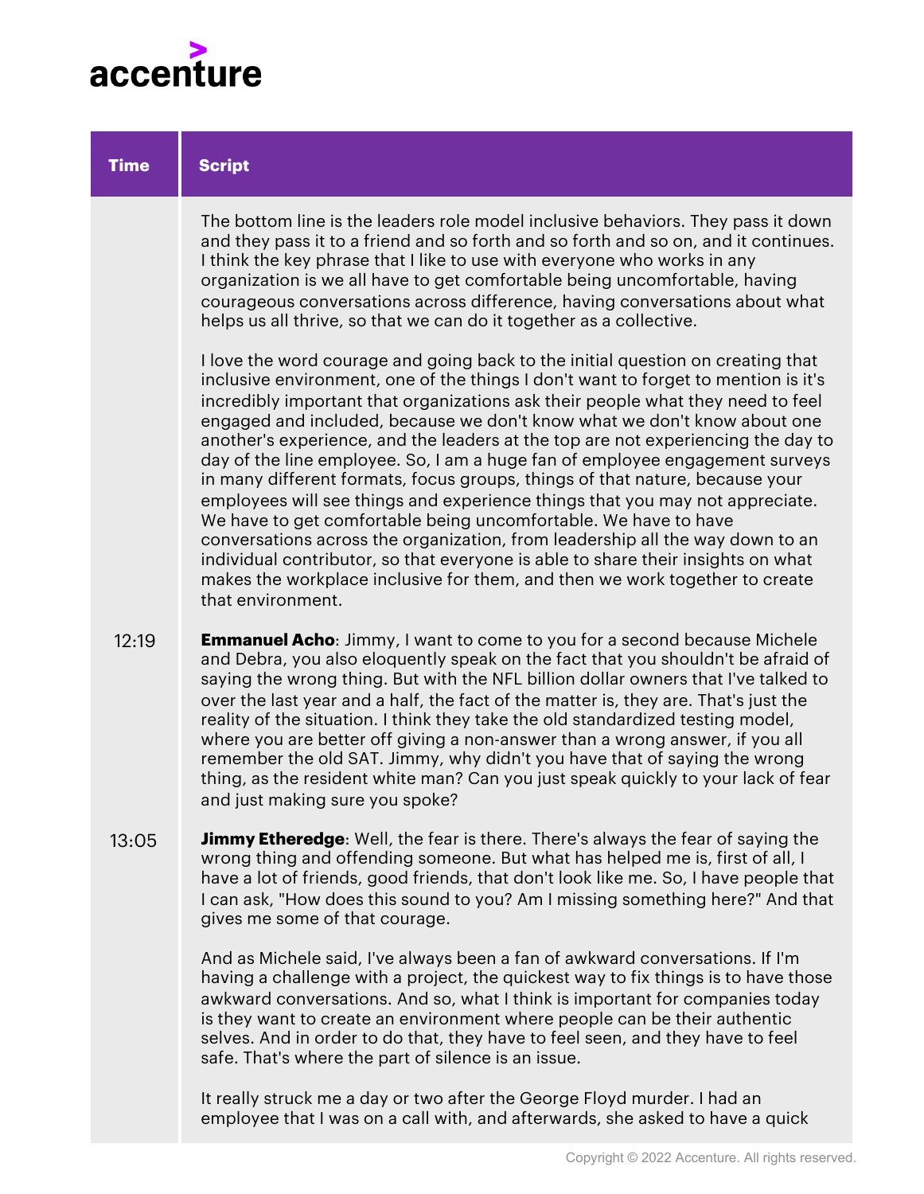| Time | Script |
| --- | --- |
| | The bottom line is the leaders role model inclusive behaviors. They pass it down and they pass it to a friend and so forth and so forth and so on, and it continues. I think the key phrase that I like to use with everyone who works in any organization is we all have to get comfortable being uncomfortable, having courageous conversations across difference, having conversations about what helps us all thrive, so that we can do it together as a collective.<br><br>I love the word courage and going back to the initial question on creating that inclusive environment, one of the things I don't want to forget to mention is it's incredibly important that organizations ask their people what they need to feel engaged and included, because we don't know what we don't know about one another's experience, and the leaders at the top are not experiencing the day to day of the line employee. So, I am a huge fan of employee engagement surveys in many different formats, focus groups, things of that nature, because your employees will see things and experience things that you may not appreciate. We have to get comfortable being uncomfortable. We have to have conversations across the organization, from leadership all the way down to an individual contributor, so that everyone is able to share their insights on what makes the workplace inclusive for them, and then we work together to create that environment. |
| 12:19 | **Emmanuel Acho**: Jimmy, I want to come to you for a second because Michele and Debra, you also eloquently speak on the fact that you shouldn't be afraid of saying the wrong thing. But with the NFL billion dollar owners that I've talked to over the last year and a half, the fact of the matter is, they are. That's just the reality of the situation. I think they take the old standardized testing model, where you are better off giving a non-answer than a wrong answer, if you all remember the old SAT. Jimmy, why didn't you have that of saying the wrong thing, as the resident white man? Can you just speak quickly to your lack of fear and just making sure you spoke? |
| 13:05 | **Jimmy Etheredge**: Well, the fear is there. There's always the fear of saying the wrong thing and offending someone. But what has helped me is, first of all, I have a lot of friends, good friends, that don't look like me. So, I have people that I can ask, "How does this sound to you? Am I missing something here?" And that gives me some of that courage.<br><br>And as Michele said, I've always been a fan of awkward conversations. If I'm having a challenge with a project, the quickest way to fix things is to have those awkward conversations. And so, what I think is important for companies today is they want to create an environment where people can be their authentic selves. And in order to do that, they have to feel seen, and they have to feel safe. That's where the part of silence is an issue.<br><br>It really struck me a day or two after the George Floyd murder. I had an employee that I was on a call with, and afterwards, she asked to have a quick |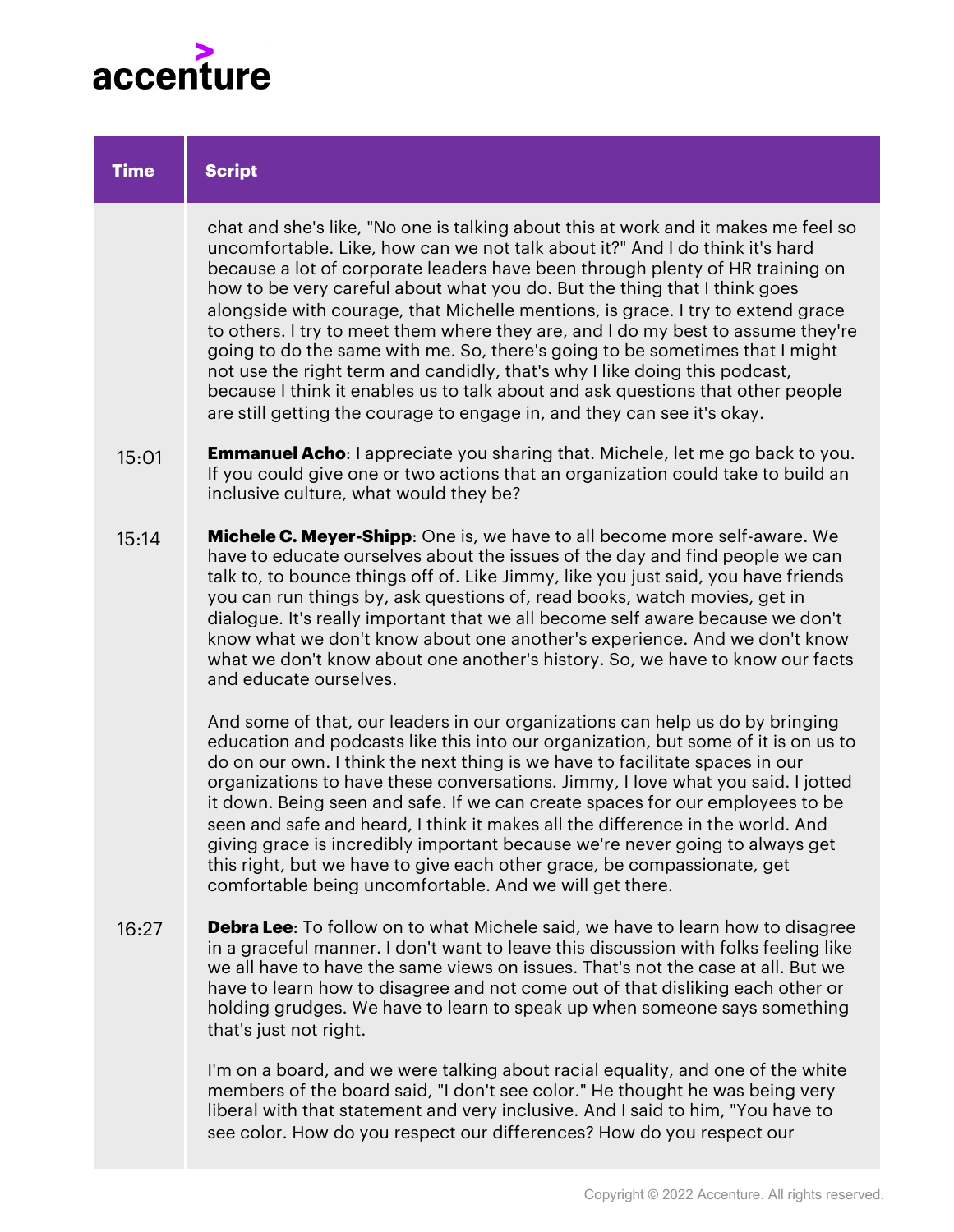| Time | Script |
| --- | --- |
| | chat and she's like, "No one is talking about this at work and it makes me feel so uncomfortable. Like, how can we not talk about it?" And I do think it's hard because a lot of corporate leaders have been through plenty of HR training on how to be very careful about what you do. But the thing that I think goes alongside with courage, that Michelle mentions, is grace. I try to extend grace to others. I try to meet them where they are, and I do my best to assume they're going to do the same with me. So, there's going to be sometimes that I might not use the right term and candidly, that's why I like doing this podcast, because I think it enables us to talk about and ask questions that other people are still getting the courage to engage in, and they can see it's okay. |
| 15:01 | **Emmanuel Acho**: I appreciate you sharing that. Michele, let me go back to you. If you could give one or two actions that an organization could take to build an inclusive culture, what would they be? |
| 15:14 | **Michele C. Meyer-Shipp**: One is, we have to all become more self-aware. We have to educate ourselves about the issues of the day and find people we can talk to, to bounce things off of. Like Jimmy, like you just said, you have friends you can run things by, ask questions of, read books, watch movies, get in dialogue. It's really important that we all become self aware because we don't know what we don't know about one another's experience. And we don't know what we don't know about one another's history. So, we have to know our facts and educate ourselves.<br><br>And some of that, our leaders in our organizations can help us do by bringing education and podcasts like this into our organization, but some of it is on us to do on our own. I think the next thing is we have to facilitate spaces in our organizations to have these conversations. Jimmy, I love what you said. I jotted it down. Being seen and safe. If we can create spaces for our employees to be seen and safe and heard, I think it makes all the difference in the world. And giving grace is incredibly important because we're never going to always get this right, but we have to give each other grace, be compassionate, get comfortable being uncomfortable. And we will get there. |
| 16:27 | **Debra Lee**: To follow on to what Michele said, we have to learn how to disagree in a graceful manner. I don't want to leave this discussion with folks feeling like we all have to have the same views on issues. That's not the case at all. But we have to learn how to disagree and not come out of that disliking each other or holding grudges. We have to learn to speak up when someone says something that's just not right.<br><br>I'm on a board, and we were talking about racial equality, and one of the white members of the board said, "I don't see color." He thought he was being very liberal with that statement and very inclusive. And I said to him, "You have to see color. How do you respect our differences? How do you respect our |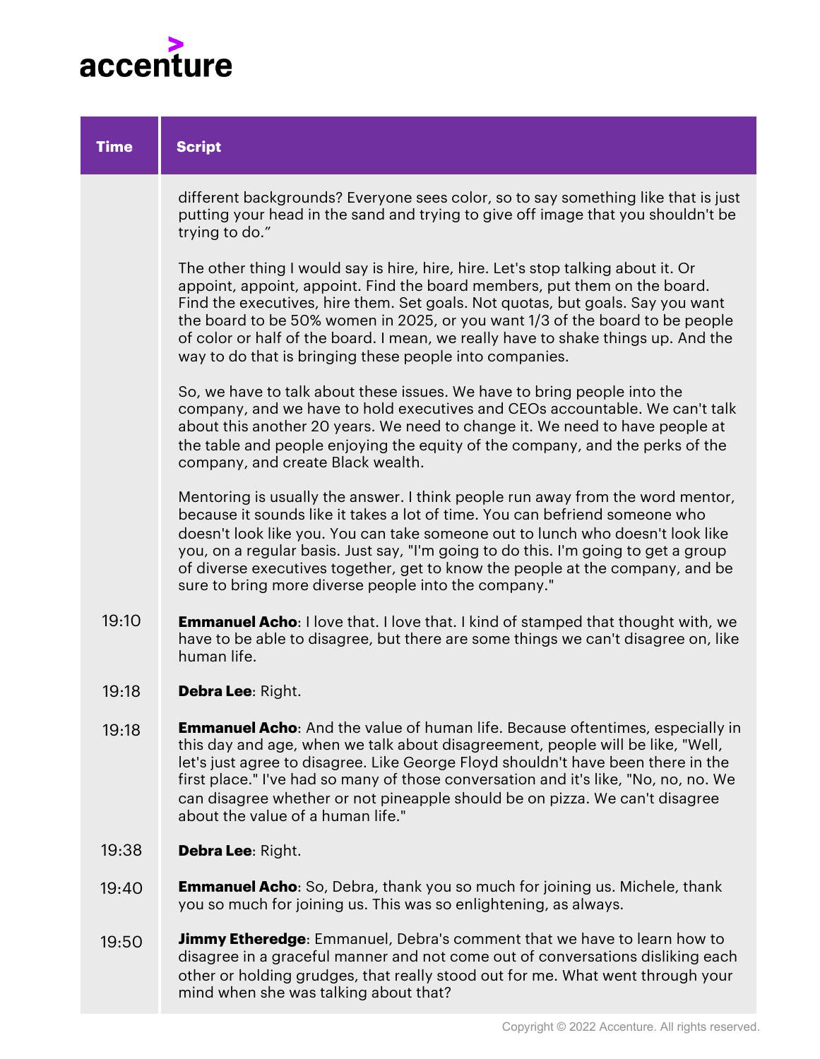| Time | Script |
| --- | --- |
| | different backgrounds? Everyone sees color, so to say something like that is just putting your head in the sand and trying to give off image that you shouldn't be trying to do."<br><br>The other thing I would say is hire, hire, hire. Let's stop talking about it. Or appoint, appoint, appoint. Find the board members, put them on the board. Find the executives, hire them. Set goals. Not quotas, but goals. Say you want the board to be 50% women in 2025, or you want 1/3 of the board to be people of color or half of the board. I mean, we really have to shake things up. And the way to do that is bringing these people into companies.<br><br>So, we have to talk about these issues. We have to bring people into the company, and we have to hold executives and CEOs accountable. We can't talk about this another 20 years. We need to change it. We need to have people at the table and people enjoying the equity of the company, and the perks of the company, and create Black wealth.<br><br>Mentoring is usually the answer. I think people run away from the word mentor, because it sounds like it takes a lot of time. You can befriend someone who doesn't look like you. You can take someone out to lunch who doesn't look like you, on a regular basis. Just say, "I'm going to do this. I'm going to get a group of diverse executives together, get to know the people at the company, and be sure to bring more diverse people into the company." |
| 19:10 | **Emmanuel Acho**: I love that. I love that. I kind of stamped that thought with, we have to be able to disagree, but there are some things we can't disagree on, like human life. |
| 19:18 | **Debra Lee**: Right. |
| 19:18 | **Emmanuel Acho**: And the value of human life. Because oftentimes, especially in this day and age, when we talk about disagreement, people will be like, "Well, let's just agree to disagree. Like George Floyd shouldn't have been there in the first place." I've had so many of those conversation and it's like, "No, no, no. We can disagree whether or not pineapple should be on pizza. We can't disagree about the value of a human life." |
| 19:38 | **Debra Lee**: Right. |
| 19:40 | **Emmanuel Acho**: So, Debra, thank you so much for joining us. Michele, thank you so much for joining us. This was so enlightening, as always. |
| 19:50 | **Jimmy Etheredge**: Emmanuel, Debra's comment that we have to learn how to disagree in a graceful manner and not come out of conversations disliking each other or holding grudges, that really stood out for me. What went through your mind when she was talking about that? |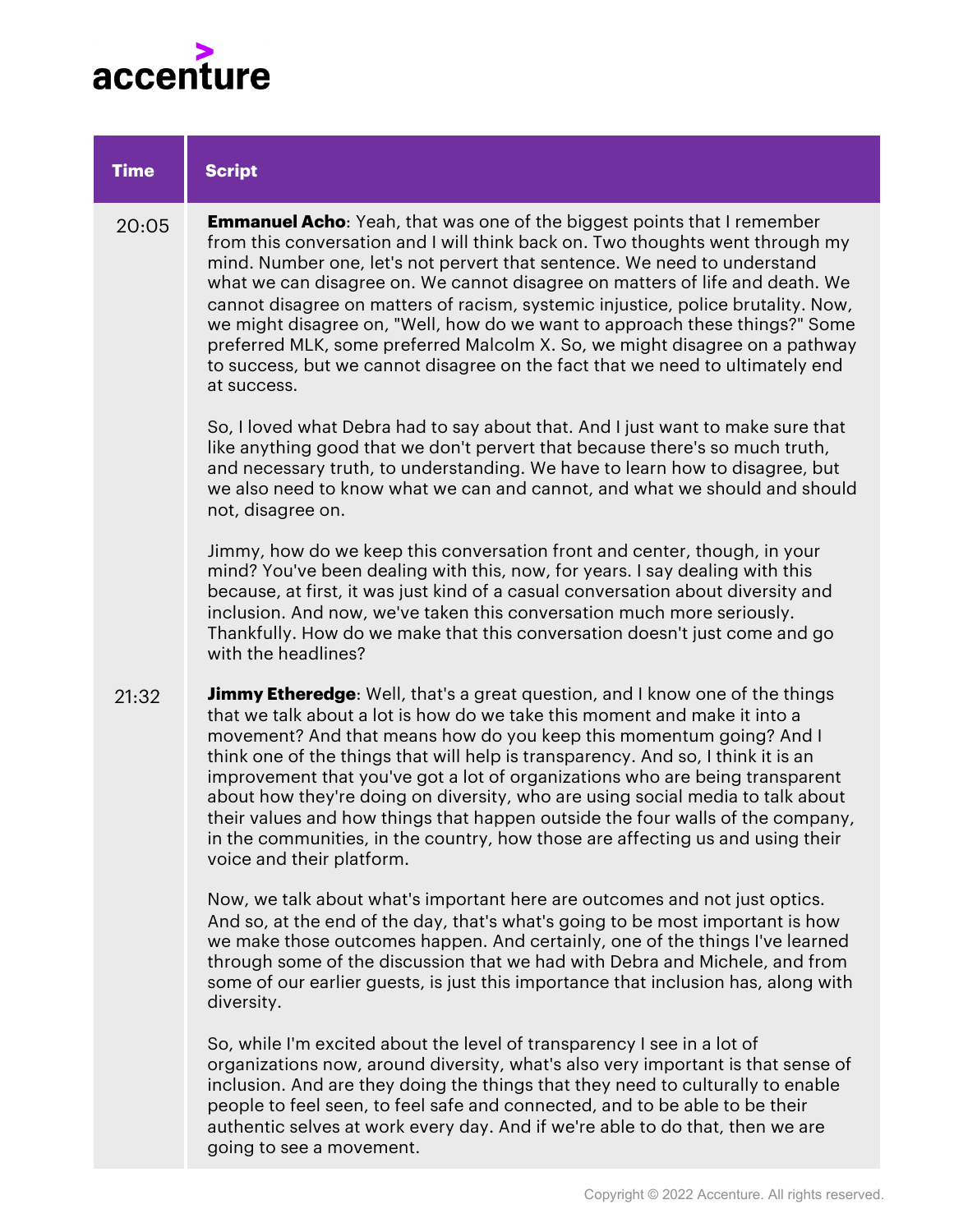| Time | Script |
| --- | --- |
| 20:05 | **Emmanuel Acho**: Yeah, that was one of the biggest points that I remember from this conversation and I will think back on. Two thoughts went through my mind. Number one, let's not pervert that sentence. We need to understand what we can disagree on. We cannot disagree on matters of life and death. We cannot disagree on matters of racism, systemic injustice, police brutality. Now, we might disagree on, "Well, how do we want to approach these things?" Some preferred MLK, some preferred Malcolm X. So, we might disagree on a pathway to success, but we cannot disagree on the fact that we need to ultimately end at success.<br><br>So, I loved what Debra had to say about that. And I just want to make sure that like anything good that we don't pervert that because there's so much truth, and necessary truth, to understanding. We have to learn how to disagree, but we also need to know what we can and cannot, and what we should and should not, disagree on.<br><br>Jimmy, how do we keep this conversation front and center, though, in your mind? You've been dealing with this, now, for years. I say dealing with this because, at first, it was just kind of a casual conversation about diversity and inclusion. And now, we've taken this conversation much more seriously. Thankfully. How do we make that this conversation doesn't just come and go with the headlines? |
| 21:32 | **Jimmy Etheredge**: Well, that's a great question, and I know one of the things that we talk about a lot is how do we take this moment and make it into a movement? And that means how do you keep this momentum going? And I think one of the things that will help is transparency. And so, I think it is an improvement that you've got a lot of organizations who are being transparent about how they're doing on diversity, who are using social media to talk about their values and how things that happen outside the four walls of the company, in the communities, in the country, how those are affecting us and using their voice and their platform.<br><br>Now, we talk about what's important here are outcomes and not just optics. And so, at the end of the day, that's what's going to be most important is how we make those outcomes happen. And certainly, one of the things I've learned through some of the discussion that we had with Debra and Michele, and from some of our earlier guests, is just this importance that inclusion has, along with diversity.<br><br>So, while I'm excited about the level of transparency I see in a lot of organizations now, around diversity, what's also very important is that sense of inclusion. And are they doing the things that they need to culturally to enable people to feel seen, to feel safe and connected, and to be able to be their authentic selves at work every day. And if we're able to do that, then we are going to see a movement. |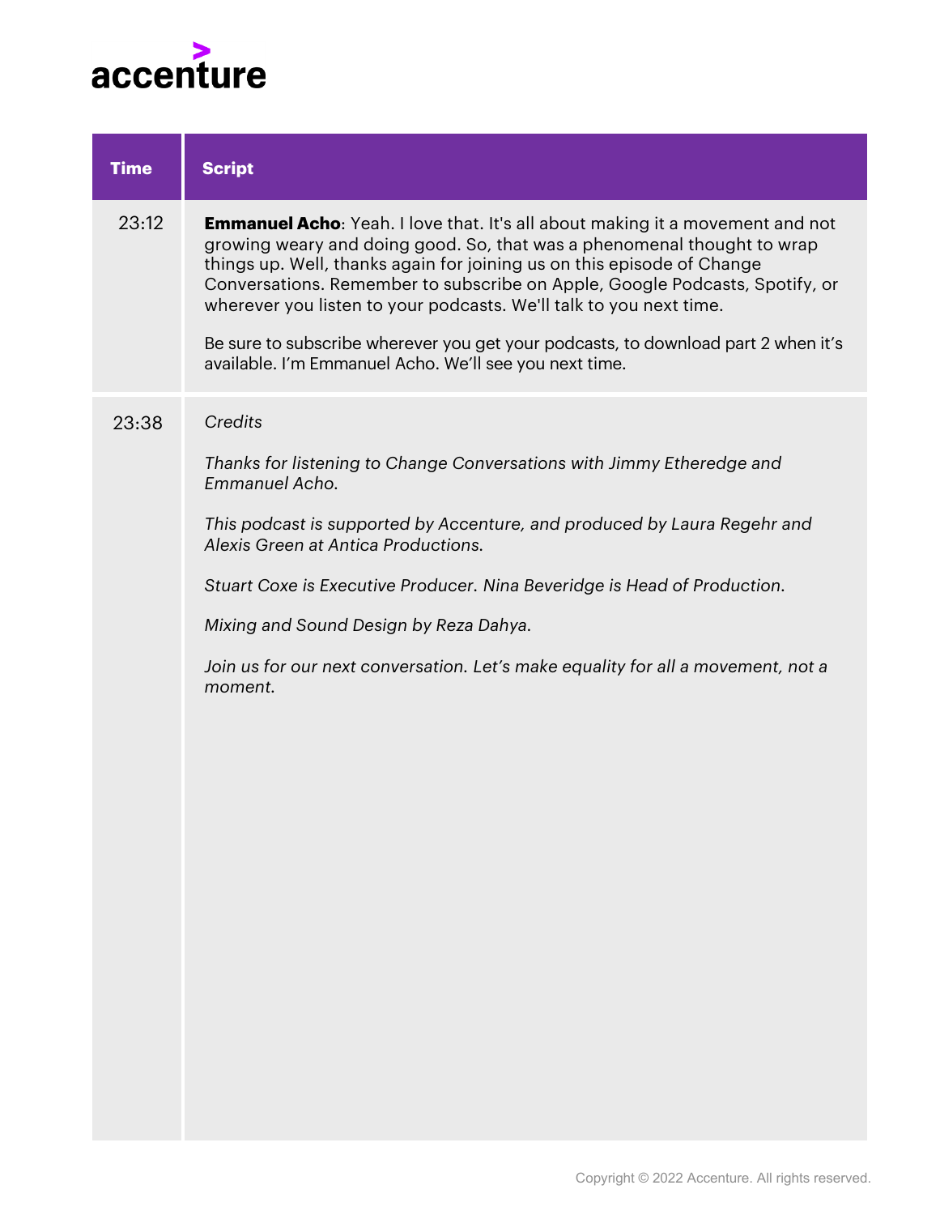accenture

| Time | Script |
| --- | --- |
| 23:12 | **Emmanuel Acho**: Yeah. I love that. It's all about making it a movement and not growing weary and doing good. So, that was a phenomenal thought to wrap things up. Well, thanks again for joining us on this episode of Change Conversations. Remember to subscribe on Apple, Google Podcasts, Spotify, or wherever you listen to your podcasts. We'll talk to you next time.<br><br>Be sure to subscribe wherever you get your podcasts, to download part 2 when it's available. I'm Emmanuel Acho. We'll see you next time. |
| 23:38 | *Credits*<br><br>*Thanks for listening to Change Conversations with Jimmy Etheredge and Emmanuel Acho.*<br><br>*This podcast is supported by Accenture, and produced by Laura Regehr and Alexis Green at Antica Productions.*<br><br>*Stuart Coxe is Executive Producer. Nina Beveridge is Head of Production.*<br><br>*Mixing and Sound Design by Reza Dahya.*<br><br>*Join us for our next conversation. Let's make equality for all a movement, not a moment.* |

Copyright © 2022 Accenture. All rights reserved.